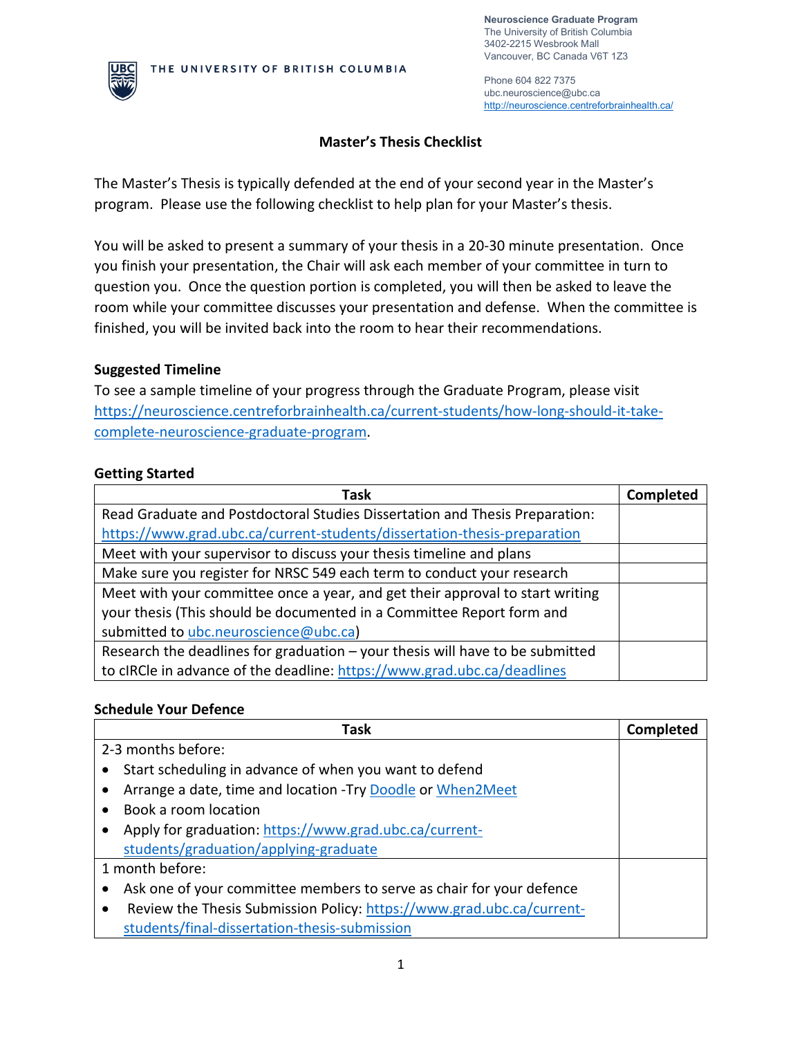THE UNIVERSITY OF BRITISH COLUMBIA

**Neuroscience Graduate Program**
The University of British Columbia
3402-2215 Wesbrook Mall
Vancouver, BC Canada V6T 1Z3

Phone 604 822 7375
ubc.neuroscience@ubc.ca
http://neuroscience.centreforbrainhealth.ca/

# Master's Thesis Checklist

The Master's Thesis is typically defended at the end of your second year in the Master's program. Please use the following checklist to help plan for your Master's thesis.

You will be asked to present a summary of your thesis in a 20-30 minute presentation. Once you finish your presentation, the Chair will ask each member of your committee in turn to question you. Once the question portion is completed, you will then be asked to leave the room while your committee discusses your presentation and defense. When the committee is finished, you will be invited back into the room to hear their recommendations.

## Suggested Timeline

To see a sample timeline of your progress through the Graduate Program, please visit https://neuroscience.centreforbrainhealth.ca/current-students/how-long-should-it-take-complete-neuroscience-graduate-program.

## Getting Started

| Task | Completed |
|---|---|
| Read Graduate and Postdoctoral Studies Dissertation and Thesis Preparation: https://www.grad.ubc.ca/current-students/dissertation-thesis-preparation | |
| Meet with your supervisor to discuss your thesis timeline and plans | |
| Make sure you register for NRSC 549 each term to conduct your research | |
| Meet with your committee once a year, and get their approval to start writing your thesis (This should be documented in a Committee Report form and submitted to ubc.neuroscience@ubc.ca) | |
| Research the deadlines for graduation – your thesis will have to be submitted to cIRCle in advance of the deadline: https://www.grad.ubc.ca/deadlines | |

## Schedule Your Defence

| Task | Completed |
|---|---|
| 2-3 months before:<br>• Start scheduling in advance of when you want to defend<br>• Arrange a date, time and location -Try Doodle or When2Meet<br>• Book a room location<br>• Apply for graduation: https://www.grad.ubc.ca/current-students/graduation/applying-graduate | |
| 1 month before:<br>• Ask one of your committee members to serve as chair for your defence<br>• Review the Thesis Submission Policy: https://www.grad.ubc.ca/current-students/final-dissertation-thesis-submission | |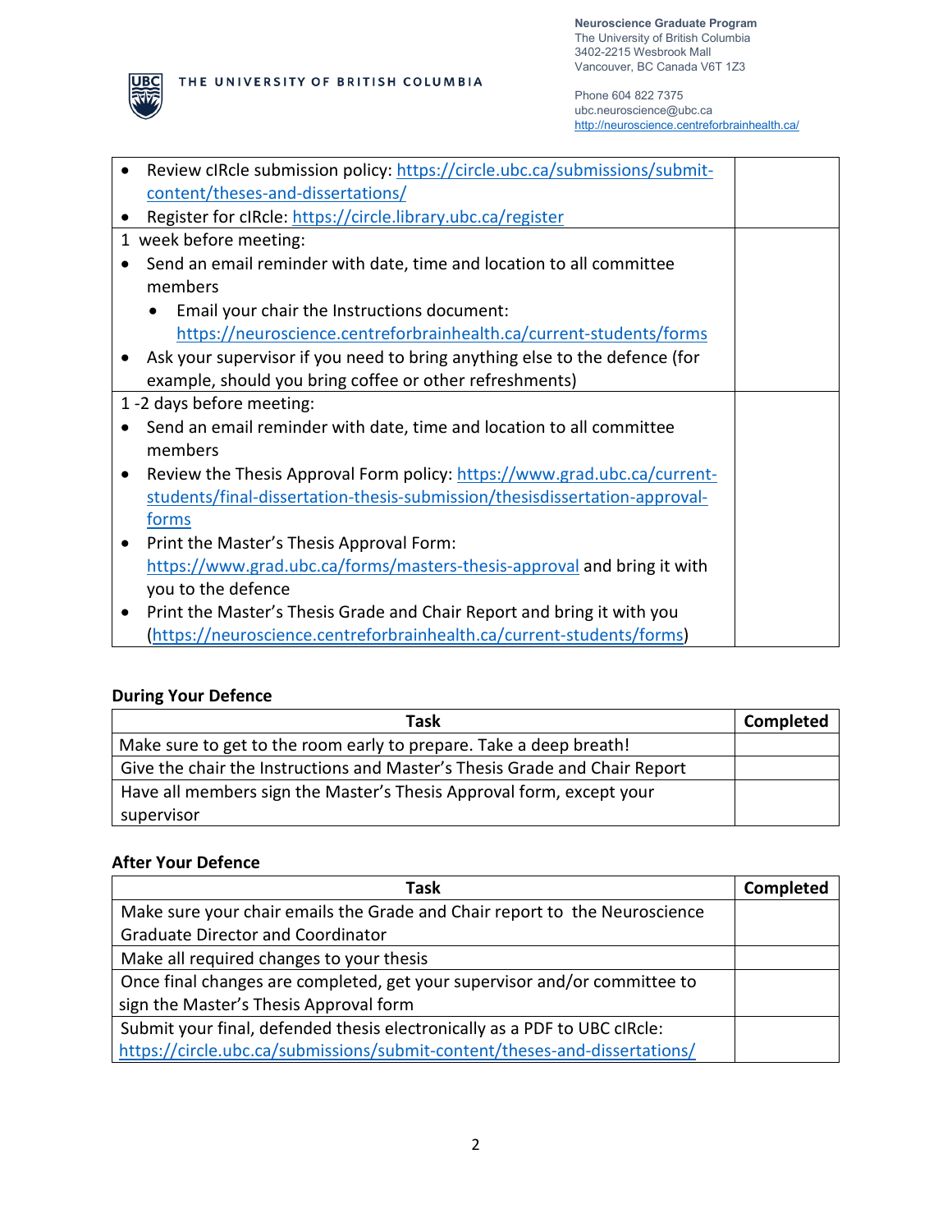| | |
|---|---|
| • Review cIRcle submission policy: https://circle.ubc.ca/submissions/submit-content/theses-and-dissertations/<br>• Register for cIRcle: https://circle.library.ubc.ca/register | |
| 1 week before meeting:<br>• Send an email reminder with date, time and location to all committee members<br>&nbsp;&nbsp;&nbsp;&nbsp;• Email your chair the Instructions document: https://neuroscience.centreforbrainhealth.ca/current-students/forms<br>• Ask your supervisor if you need to bring anything else to the defence (for example, should you bring coffee or other refreshments) | |
| 1 -2 days before meeting:<br>• Send an email reminder with date, time and location to all committee members<br>• Review the Thesis Approval Form policy: https://www.grad.ubc.ca/current-students/final-dissertation-thesis-submission/thesisdissertation-approval-forms<br>• Print the Master's Thesis Approval Form: https://www.grad.ubc.ca/forms/masters-thesis-approval and bring it with you to the defence<br>• Print the Master's Thesis Grade and Chair Report and bring it with you (https://neuroscience.centreforbrainhealth.ca/current-students/forms) | |

**During Your Defence**

| Task | Completed |
|---|---|
| Make sure to get to the room early to prepare. Take a deep breath! | |
| Give the chair the Instructions and Master's Thesis Grade and Chair Report | |
| Have all members sign the Master's Thesis Approval form, except your supervisor | |

**After Your Defence**

| Task | Completed |
|---|---|
| Make sure your chair emails the Grade and Chair report to the Neuroscience Graduate Director and Coordinator | |
| Make all required changes to your thesis | |
| Once final changes are completed, get your supervisor and/or committee to sign the Master's Thesis Approval form | |
| Submit your final, defended thesis electronically as a PDF to UBC cIRcle: https://circle.ubc.ca/submissions/submit-content/theses-and-dissertations/ | |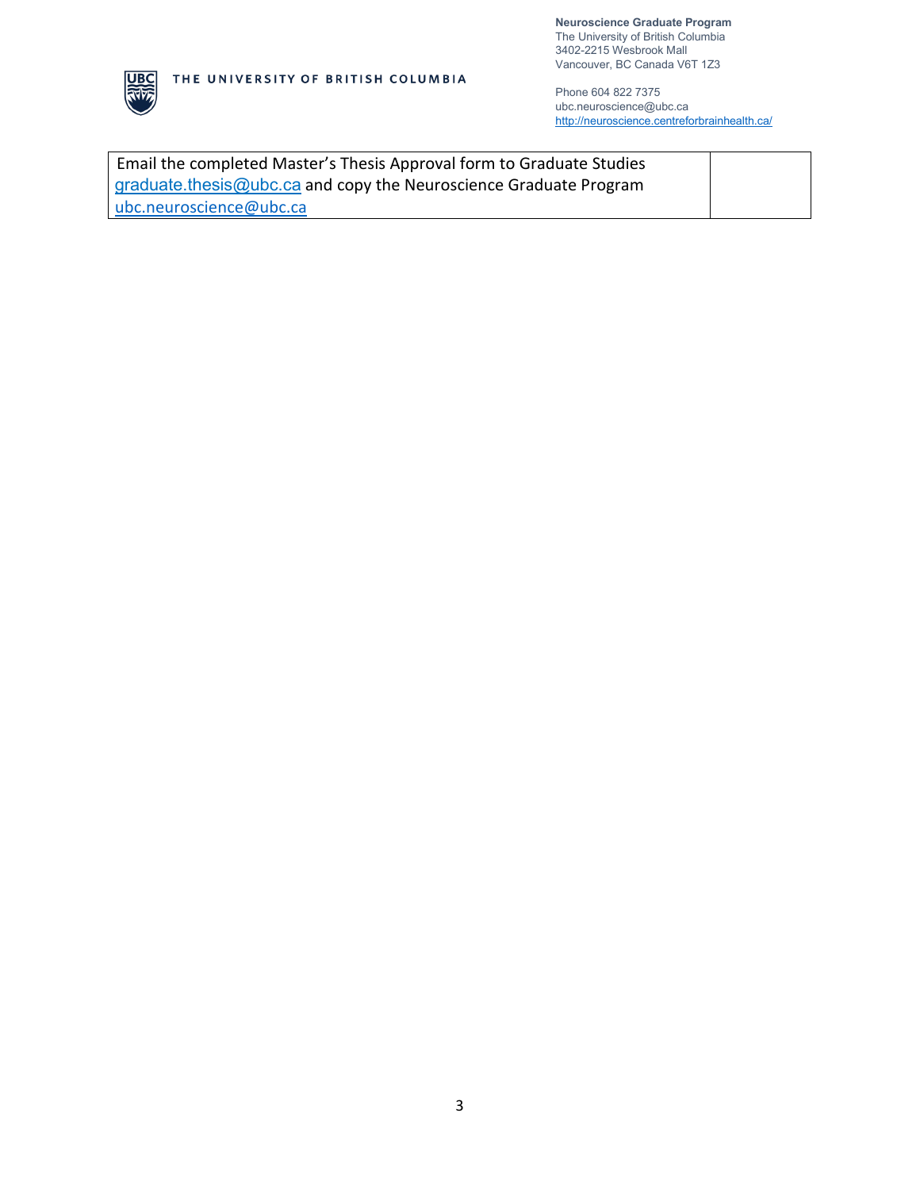| | |
|---|---|
| Email the completed Master's Thesis Approval form to Graduate Studies graduate.thesis@ubc.ca and copy the Neuroscience Graduate Program ubc.neuroscience@ubc.ca | |